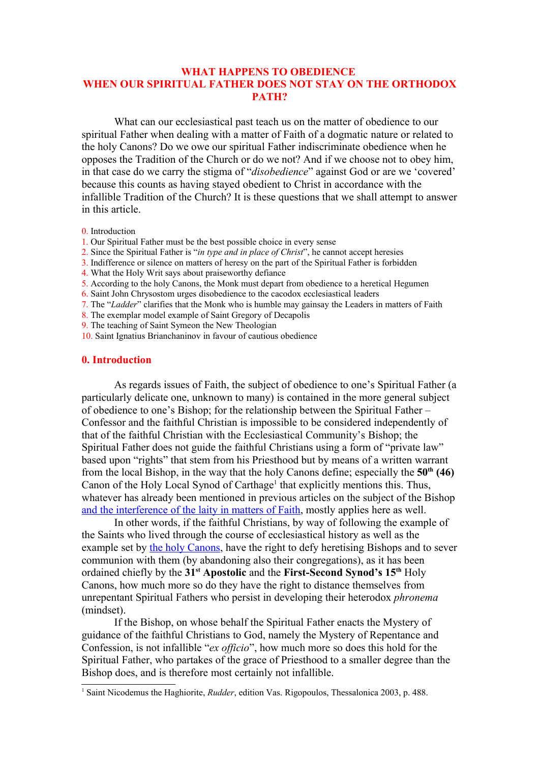# WHAT HAPPENS TO OBEDIENCE WHEN OUR SPIRITUAL FATHER DOES NOT STAY ON THE ORTHODOX PATH?

What can our ecclesiastical past teach us on the matter of obedience to our spiritual Father when dealing with a matter of Faith of a dogmatic nature or related to the holy Canons? Do we owe our spiritual Father indiscriminate obedience when he opposes the Tradition of the Church or do we not? And if we choose not to obey him, in that case do we carry the stigma of "*disobedience*" against God or are we 'covered' because this counts as having stayed obedient to Christ in accordance with the infallible Tradition of the Church? It is these questions that we shall attempt to answer in this article.

0. Introduction
1. Our Spiritual Father must be the best possible choice in every sense
2. Since the Spiritual Father is "*in type and in place of Christ*", he cannot accept heresies
3. Indifference or silence on matters of heresy on the part of the Spiritual Father is forbidden
4. What the Holy Writ says about praiseworthy defiance
5. According to the holy Canons, the Monk must depart from obedience to a heretical Hegumen
6. Saint John Chrysostom urges disobedience to the cacodox ecclesiastical leaders
7. The "*Ladder*" clarifies that the Monk who is humble may gainsay the Leaders in matters of Faith
8. The exemplar model example of Saint Gregory of Decapolis
9. The teaching of Saint Symeon the New Theologian
10. Saint Ignatius Brianchaninov in favour of cautious obedience

## 0. Introduction

As regards issues of Faith, the subject of obedience to one's Spiritual Father (a particularly delicate one, unknown to many) is contained in the more general subject of obedience to one's Bishop; for the relationship between the Spiritual Father – Confessor and the faithful Christian is impossible to be considered independently of that of the faithful Christian with the Ecclesiastical Community's Bishop; the Spiritual Father does not guide the faithful Christians using a form of "private law" based upon "rights" that stem from his Priesthood but by means of a written warrant from the local Bishop, in the way that the holy Canons define; especially the **50th (46)** Canon of the Holy Local Synod of Carthage[1] that explicitly mentions this. Thus, whatever has already been mentioned in previous articles on the subject of the Bishop and the interference of the laity in matters of Faith, mostly applies here as well.

In other words, if the faithful Christians, by way of following the example of the Saints who lived through the course of ecclesiastical history as well as the example set by the holy Canons, have the right to defy heretising Bishops and to sever communion with them (by abandoning also their congregations), as it has been ordained chiefly by the **31st Apostolic** and the **First-Second Synod's 15th** Holy Canons, how much more so do they have the right to distance themselves from unrepentant Spiritual Fathers who persist in developing their heterodox *phronema* (mindset).

If the Bishop, on whose behalf the Spiritual Father enacts the Mystery of guidance of the faithful Christians to God, namely the Mystery of Repentance and Confession, is not infallible "*ex officio*", how much more so does this hold for the Spiritual Father, who partakes of the grace of Priesthood to a smaller degree than the Bishop does, and is therefore most certainly not infallible.

[1] Saint Nicodemus the Haghiorite, *Rudder*, edition Vas. Rigopoulos, Thessalonica 2003, p. 488.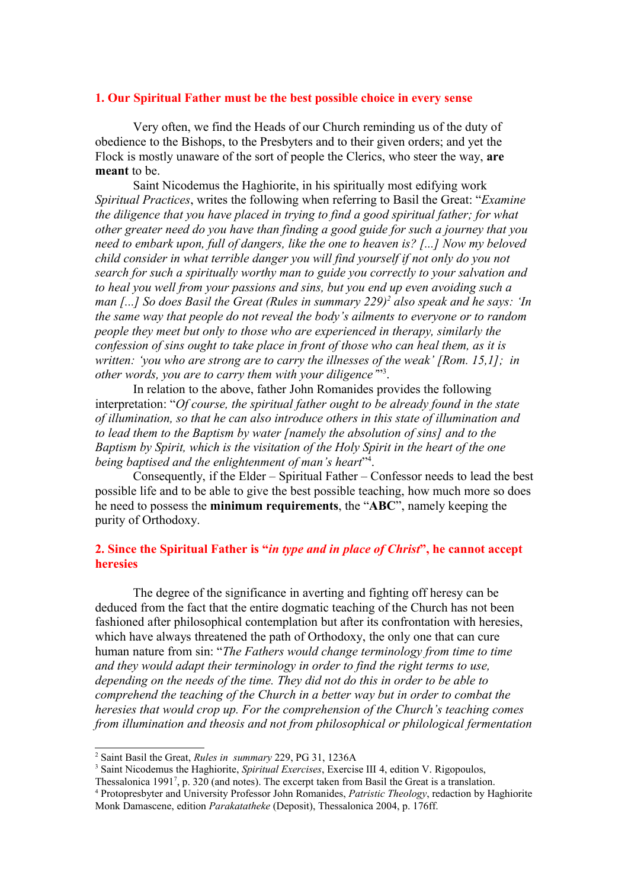## 1. Our Spiritual Father must be the best possible choice in every sense

Very often, we find the Heads of our Church reminding us of the duty of obedience to the Bishops, to the Presbyters and to their given orders; and yet the Flock is mostly unaware of the sort of people the Clerics, who steer the way, **are meant** to be.

Saint Nicodemus the Haghiorite, in his spiritually most edifying work *Spiritual Practices*, writes the following when referring to Basil the Great: "*Examine the diligence that you have placed in trying to find a good spiritual father; for what other greater need do you have than finding a good guide for such a journey that you need to embark upon, full of dangers, like the one to heaven is? [...] Now my beloved child consider in what terrible danger you will find yourself if not only do you not search for such a spiritually worthy man to guide you correctly to your salvation and to heal you well from your passions and sins, but you end up even avoiding such a man [...] So does Basil the Great (Rules in summary 229)*[2] *also speak and he says: 'In the same way that people do not reveal the body's ailments to everyone or to random people they meet but only to those who are experienced in therapy, similarly the confession of sins ought to take place in front of those who can heal them, as it is written: 'you who are strong are to carry the illnesses of the weak' [Rom. 15,1]; in other words, you are to carry them with your diligence*'"[3].

In relation to the above, father John Romanides provides the following interpretation: "*Of course, the spiritual father ought to be already found in the state of illumination, so that he can also introduce others in this state of illumination and to lead them to the Baptism by water [namely the absolution of sins] and to the Baptism by Spirit, which is the visitation of the Holy Spirit in the heart of the one being baptised and the enlightenment of man's heart*"[4].

Consequently, if the Elder – Spiritual Father – Confessor needs to lead the best possible life and to be able to give the best possible teaching, how much more so does he need to possess the **minimum requirements**, the "**ABC**", namely keeping the purity of Orthodoxy.

## 2. Since the Spiritual Father is "*in type and in place of Christ*", he cannot accept heresies

The degree of the significance in averting and fighting off heresy can be deduced from the fact that the entire dogmatic teaching of the Church has not been fashioned after philosophical contemplation but after its confrontation with heresies, which have always threatened the path of Orthodoxy, the only one that can cure human nature from sin: "*The Fathers would change terminology from time to time and they would adapt their terminology in order to find the right terms to use, depending on the needs of the time. They did not do this in order to be able to comprehend the teaching of the Church in a better way but in order to combat the heresies that would crop up. For the comprehension of the Church's teaching comes from illumination and theosis and not from philosophical or philological fermentation*

---

[2] Saint Basil the Great, *Rules in summary* 229, PG 31, 1236A

[3] Saint Nicodemus the Haghiorite, *Spiritual Exercises*, Exercise III 4, edition V. Rigopoulos, Thessalonica 1991[7], p. 320 (and notes). The excerpt taken from Basil the Great is a translation.

[4] Protopresbyter and University Professor John Romanides, *Patristic Theology*, redaction by Haghiorite Monk Damascene, edition *Parakatatheke* (Deposit), Thessalonica 2004, p. 176ff.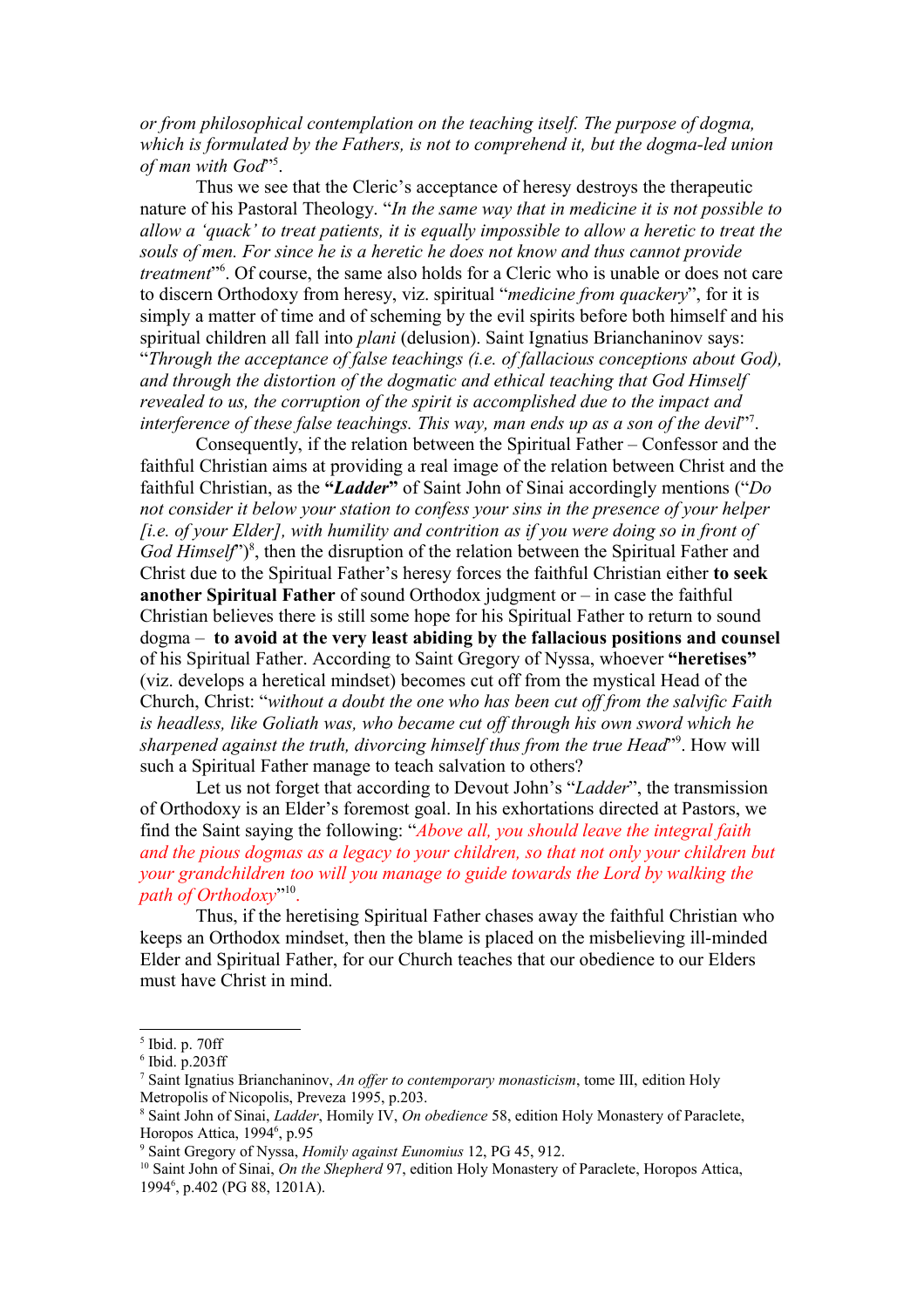*or from philosophical contemplation on the teaching itself. The purpose of dogma, which is formulated by the Fathers, is not to comprehend it, but the dogma-led union of man with God*"[5].

Thus we see that the Cleric's acceptance of heresy destroys the therapeutic nature of his Pastoral Theology. "*In the same way that in medicine it is not possible to allow a 'quack' to treat patients, it is equally impossible to allow a heretic to treat the souls of men. For since he is a heretic he does not know and thus cannot provide treatment*"[6]. Of course, the same also holds for a Cleric who is unable or does not care to discern Orthodoxy from heresy, viz. spiritual "*medicine from quackery*", for it is simply a matter of time and of scheming by the evil spirits before both himself and his spiritual children all fall into *plani* (delusion). Saint Ignatius Brianchaninov says: "*Through the acceptance of false teachings (i.e. of fallacious conceptions about God), and through the distortion of the dogmatic and ethical teaching that God Himself revealed to us, the corruption of the spirit is accomplished due to the impact and interference of these false teachings. This way, man ends up as a son of the devil*"[7].

Consequently, if the relation between the Spiritual Father – Confessor and the faithful Christian aims at providing a real image of the relation between Christ and the faithful Christian, as the **"*Ladder*"** of Saint John of Sinai accordingly mentions ("*Do not consider it below your station to confess your sins in the presence of your helper [i.e. of your Elder], with humility and contrition as if you were doing so in front of God Himself*")[8], then the disruption of the relation between the Spiritual Father and Christ due to the Spiritual Father's heresy forces the faithful Christian either **to seek another Spiritual Father** of sound Orthodox judgment or – in case the faithful Christian believes there is still some hope for his Spiritual Father to return to sound dogma – **to avoid at the very least abiding by the fallacious positions and counsel** of his Spiritual Father. According to Saint Gregory of Nyssa, whoever **"heretises"** (viz. develops a heretical mindset) becomes cut off from the mystical Head of the Church, Christ: "*without a doubt the one who has been cut off from the salvific Faith is headless, like Goliath was, who became cut off through his own sword which he sharpened against the truth, divorcing himself thus from the true Head*"[9]. How will such a Spiritual Father manage to teach salvation to others?

Let us not forget that according to Devout John's "*Ladder*", the transmission of Orthodoxy is an Elder's foremost goal. In his exhortations directed at Pastors, we find the Saint saying the following: "*Above all, you should leave the integral faith and the pious dogmas as a legacy to your children, so that not only your children but your grandchildren too will you manage to guide towards the Lord by walking the path of Orthodoxy*"[10].

Thus, if the heretising Spiritual Father chases away the faithful Christian who keeps an Orthodox mindset, then the blame is placed on the misbelieving ill-minded Elder and Spiritual Father, for our Church teaches that our obedience to our Elders must have Christ in mind.

---

[5] Ibid. p. 70ff

[6] Ibid. p.203ff

[7] Saint Ignatius Brianchaninov, *An offer to contemporary monasticism*, tome III, edition Holy Metropolis of Nicopolis, Preveza 1995, p.203.

[8] Saint John of Sinai, *Ladder*, Homily IV, *On obedience* 58, edition Holy Monastery of Paraclete, Horopos Attica, 1994[6], p.95

[9] Saint Gregory of Nyssa, *Homily against Eunomius* 12, PG 45, 912.

[10] Saint John of Sinai, *On the Shepherd* 97, edition Holy Monastery of Paraclete, Horopos Attica, 1994[6], p.402 (PG 88, 1201A).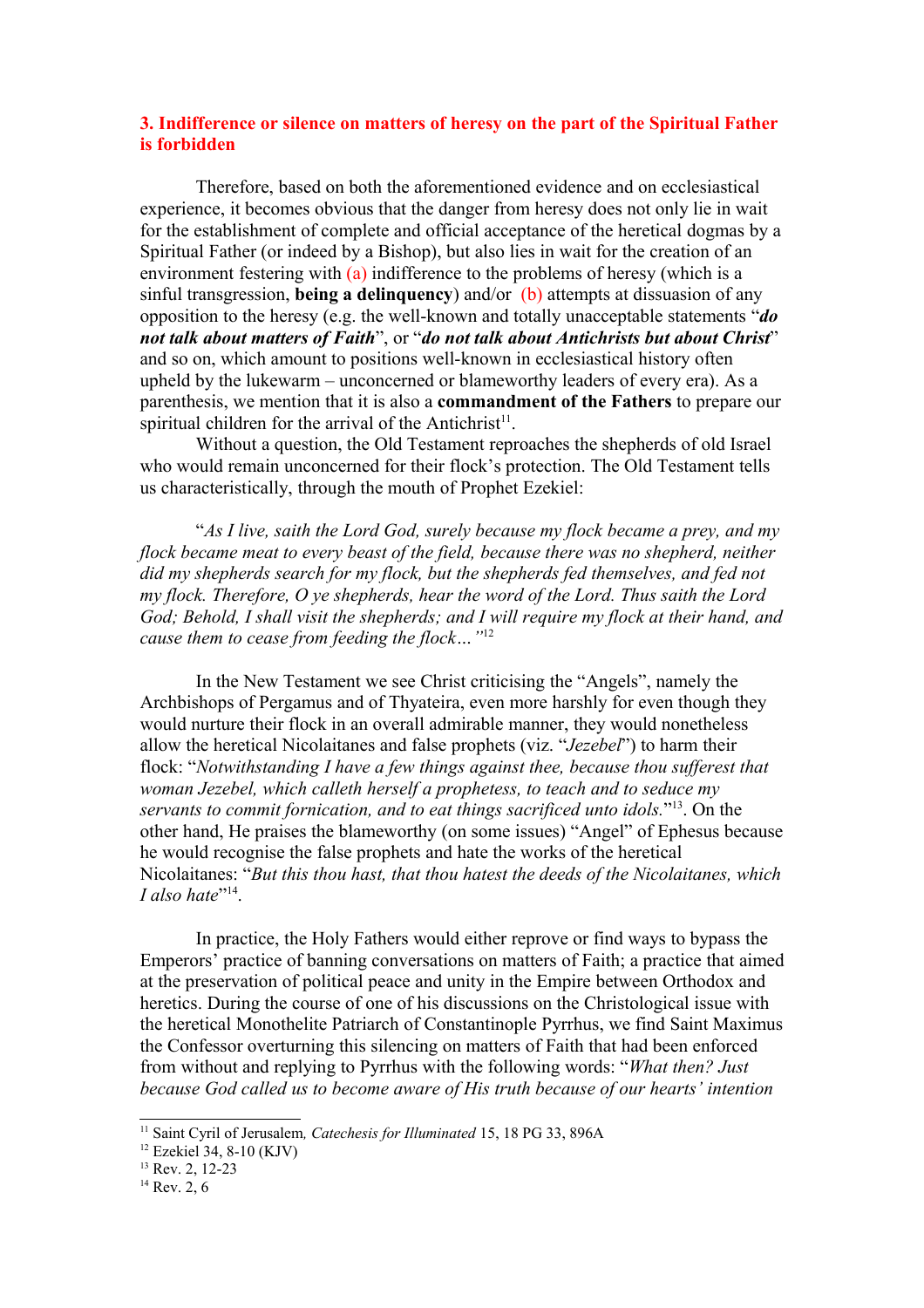## 3. Indifference or silence on matters of heresy on the part of the Spiritual Father is forbidden

Therefore, based on both the aforementioned evidence and on ecclesiastical experience, it becomes obvious that the danger from heresy does not only lie in wait for the establishment of complete and official acceptance of the heretical dogmas by a Spiritual Father (or indeed by a Bishop), but also lies in wait for the creation of an environment festering with (a) indifference to the problems of heresy (which is a sinful transgression, **being a delinquency**) and/or (b) attempts at dissuasion of any opposition to the heresy (e.g. the well-known and totally unacceptable statements "***do not talk about matters of Faith***", or "***do not talk about Antichrists but about Christ***" and so on, which amount to positions well-known in ecclesiastical history often upheld by the lukewarm – unconcerned or blameworthy leaders of every era). As a parenthesis, we mention that it is also a **commandment of the Fathers** to prepare our spiritual children for the arrival of the Antichrist[11].

Without a question, the Old Testament reproaches the shepherds of old Israel who would remain unconcerned for their flock's protection. The Old Testament tells us characteristically, through the mouth of Prophet Ezekiel:

"*As I live, saith the Lord God, surely because my flock became a prey, and my flock became meat to every beast of the field, because there was no shepherd, neither did my shepherds search for my flock, but the shepherds fed themselves, and fed not my flock. Therefore, O ye shepherds, hear the word of the Lord. Thus saith the Lord God; Behold, I shall visit the shepherds; and I will require my flock at their hand, and cause them to cease from feeding the flock…"*[12]

In the New Testament we see Christ criticising the "Angels", namely the Archbishops of Pergamus and of Thyateira, even more harshly for even though they would nurture their flock in an overall admirable manner, they would nonetheless allow the heretical Nicolaitanes and false prophets (viz. "*Jezebel*") to harm their flock: "*Notwithstanding I have a few things against thee, because thou sufferest that woman Jezebel, which calleth herself a prophetess, to teach and to seduce my servants to commit fornication, and to eat things sacrificed unto idols.*"[13]. On the other hand, He praises the blameworthy (on some issues) "Angel" of Ephesus because he would recognise the false prophets and hate the works of the heretical Nicolaitanes: "*But this thou hast, that thou hatest the deeds of the Nicolaitanes, which I also hate*"[14].

In practice, the Holy Fathers would either reprove or find ways to bypass the Emperors' practice of banning conversations on matters of Faith; a practice that aimed at the preservation of political peace and unity in the Empire between Orthodox and heretics. During the course of one of his discussions on the Christological issue with the heretical Monothelite Patriarch of Constantinople Pyrrhus, we find Saint Maximus the Confessor overturning this silencing on matters of Faith that had been enforced from without and replying to Pyrrhus with the following words: "*What then? Just because God called us to become aware of His truth because of our hearts' intention*

---

[11] Saint Cyril of Jerusalem, *Catechesis for Illuminated* 15, 18 PG 33, 896A

[12] Ezekiel 34, 8-10 (KJV)

[13] Rev. 2, 12-23

[14] Rev. 2, 6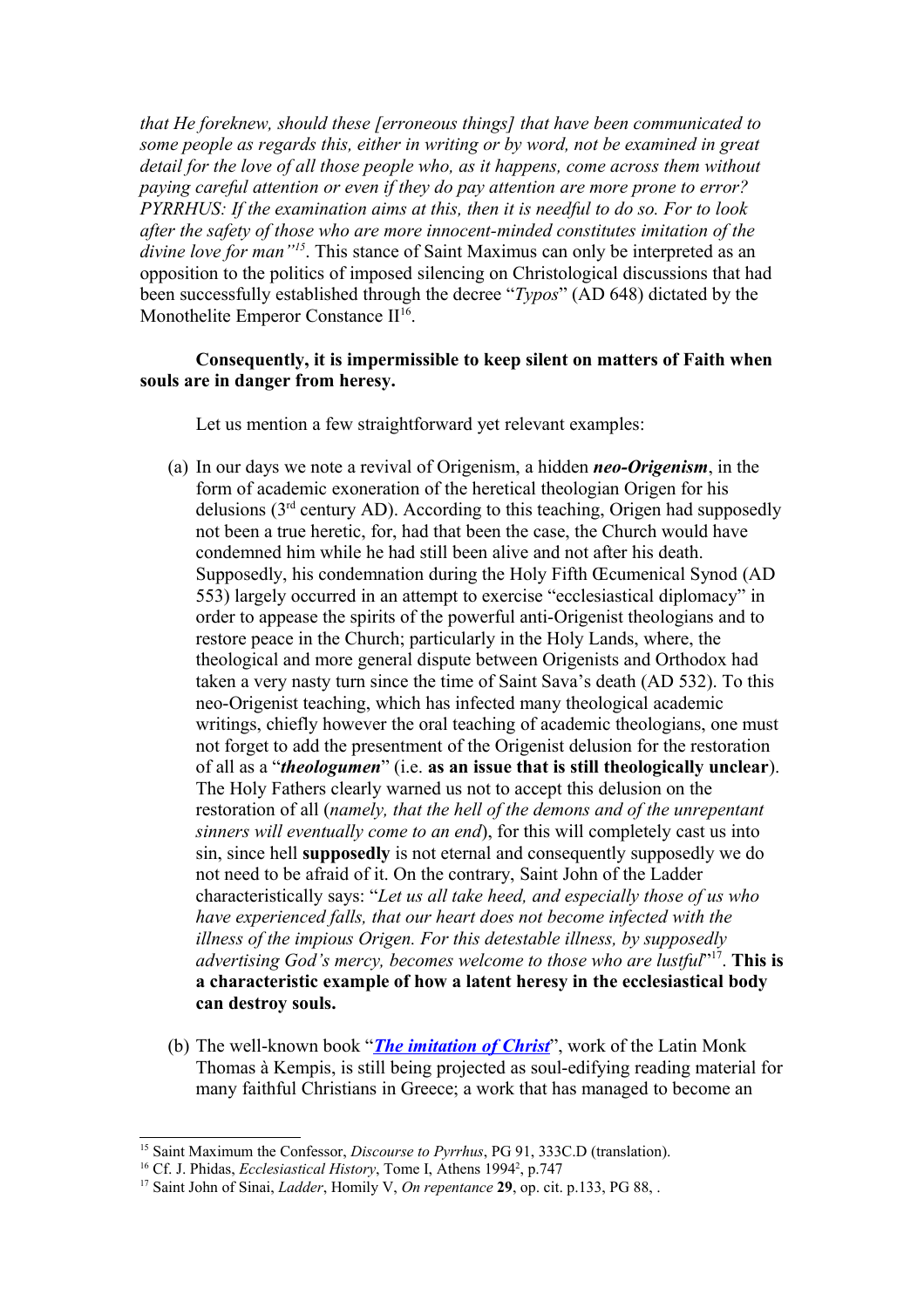*that He foreknew, should these [erroneous things] that have been communicated to some people as regards this, either in writing or by word, not be examined in great detail for the love of all those people who, as it happens, come across them without paying careful attention or even if they do pay attention are more prone to error? PYRRHUS: If the examination aims at this, then it is needful to do so. For to look after the safety of those who are more innocent-minded constitutes imitation of the divine love for man"*[15]. This stance of Saint Maximus can only be interpreted as an opposition to the politics of imposed silencing on Christological discussions that had been successfully established through the decree "*Typos*" (AD 648) dictated by the Monothelite Emperor Constance II[16].

**Consequently, it is impermissible to keep silent on matters of Faith when souls are in danger from heresy.**

Let us mention a few straightforward yet relevant examples:

(a) In our days we note a revival of Origenism, a hidden ***neo-Origenism***, in the form of academic exoneration of the heretical theologian Origen for his delusions (3rd century AD). According to this teaching, Origen had supposedly not been a true heretic, for, had that been the case, the Church would have condemned him while he had still been alive and not after his death. Supposedly, his condemnation during the Holy Fifth Œcumenical Synod (AD 553) largely occurred in an attempt to exercise "ecclesiastical diplomacy" in order to appease the spirits of the powerful anti-Origenist theologians and to restore peace in the Church; particularly in the Holy Lands, where, the theological and more general dispute between Origenists and Orthodox had taken a very nasty turn since the time of Saint Sava's death (AD 532). To this neo-Origenist teaching, which has infected many theological academic writings, chiefly however the oral teaching of academic theologians, one must not forget to add the presentment of the Origenist delusion for the restoration of all as a "***theologumen***" (i.e. **as an issue that is still theologically unclear**). The Holy Fathers clearly warned us not to accept this delusion on the restoration of all (*namely, that the hell of the demons and of the unrepentant sinners will eventually come to an end*), for this will completely cast us into sin, since hell **supposedly** is not eternal and consequently supposedly we do not need to be afraid of it. On the contrary, Saint John of the Ladder characteristically says: "*Let us all take heed, and especially those of us who have experienced falls, that our heart does not become infected with the illness of the impious Origen. For this detestable illness, by supposedly advertising God's mercy, becomes welcome to those who are lustful*"[17]. **This is a characteristic example of how a latent heresy in the ecclesiastical body can destroy souls.**

(b) The well-known book "***The imitation of Christ***", work of the Latin Monk Thomas à Kempis, is still being projected as soul-edifying reading material for many faithful Christians in Greece; a work that has managed to become an

---

[15] Saint Maximum the Confessor, *Discourse to Pyrrhus*, PG 91, 333C.D (translation).

[16] Cf. J. Phidas, *Ecclesiastical History*, Tome I, Athens 1994², p.747

[17] Saint John of Sinai, *Ladder*, Homily V, *On repentance* **29**, op. cit. p.133, PG 88, .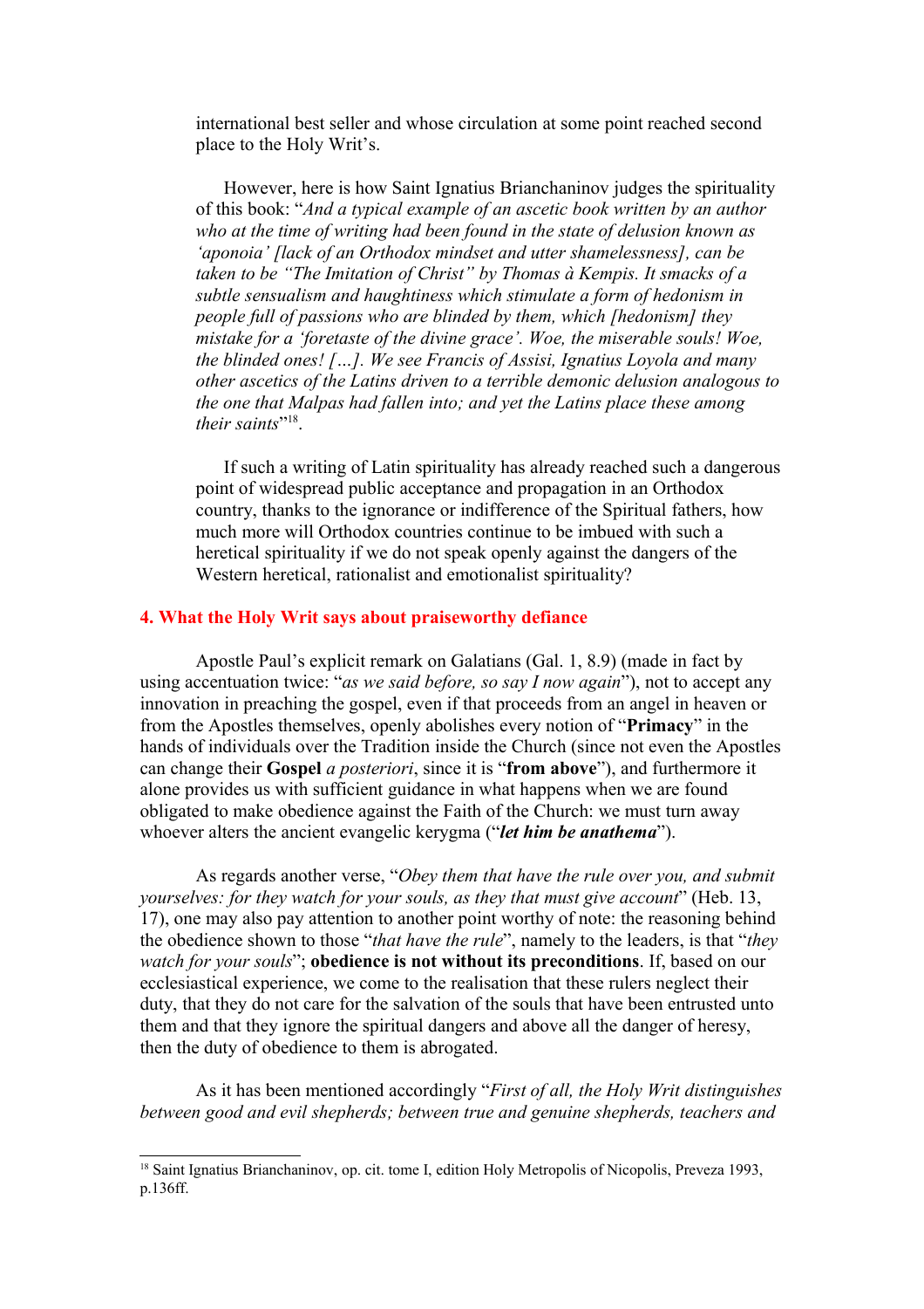international best seller and whose circulation at some point reached second place to the Holy Writ's.

However, here is how Saint Ignatius Brianchaninov judges the spirituality of this book: "*And a typical example of an ascetic book written by an author who at the time of writing had been found in the state of delusion known as 'aponoia' [lack of an Orthodox mindset and utter shamelessness], can be taken to be "The Imitation of Christ" by Thomas à Kempis. It smacks of a subtle sensualism and haughtiness which stimulate a form of hedonism in people full of passions who are blinded by them, which [hedonism] they mistake for a 'foretaste of the divine grace'. Woe, the miserable souls! Woe, the blinded ones! […]. We see Francis of Assisi, Ignatius Loyola and many other ascetics of the Latins driven to a terrible demonic delusion analogous to the one that Malpas had fallen into; and yet the Latins place these among their saints*"[18].

If such a writing of Latin spirituality has already reached such a dangerous point of widespread public acceptance and propagation in an Orthodox country, thanks to the ignorance or indifference of the Spiritual fathers, how much more will Orthodox countries continue to be imbued with such a heretical spirituality if we do not speak openly against the dangers of the Western heretical, rationalist and emotionalist spirituality?

## 4. What the Holy Writ says about praiseworthy defiance

Apostle Paul's explicit remark on Galatians (Gal. 1, 8.9) (made in fact by using accentuation twice: "*as we said before, so say I now again*"), not to accept any innovation in preaching the gospel, even if that proceeds from an angel in heaven or from the Apostles themselves, openly abolishes every notion of "**Primacy**" in the hands of individuals over the Tradition inside the Church (since not even the Apostles can change their **Gospel** *a posteriori*, since it is "**from above**"), and furthermore it alone provides us with sufficient guidance in what happens when we are found obligated to make obedience against the Faith of the Church: we must turn away whoever alters the ancient evangelic kerygma ("***let him be anathema***").

As regards another verse, "*Obey them that have the rule over you, and submit yourselves: for they watch for your souls, as they that must give account*" (Heb. 13, 17), one may also pay attention to another point worthy of note: the reasoning behind the obedience shown to those "*that have the rule*", namely to the leaders, is that "*they watch for your souls*"; **obedience is not without its preconditions**. If, based on our ecclesiastical experience, we come to the realisation that these rulers neglect their duty, that they do not care for the salvation of the souls that have been entrusted unto them and that they ignore the spiritual dangers and above all the danger of heresy, then the duty of obedience to them is abrogated.

As it has been mentioned accordingly "*First of all, the Holy Writ distinguishes between good and evil shepherds; between true and genuine shepherds, teachers and*

---

[18] Saint Ignatius Brianchaninov, op. cit. tome I, edition Holy Metropolis of Nicopolis, Preveza 1993, p.136ff.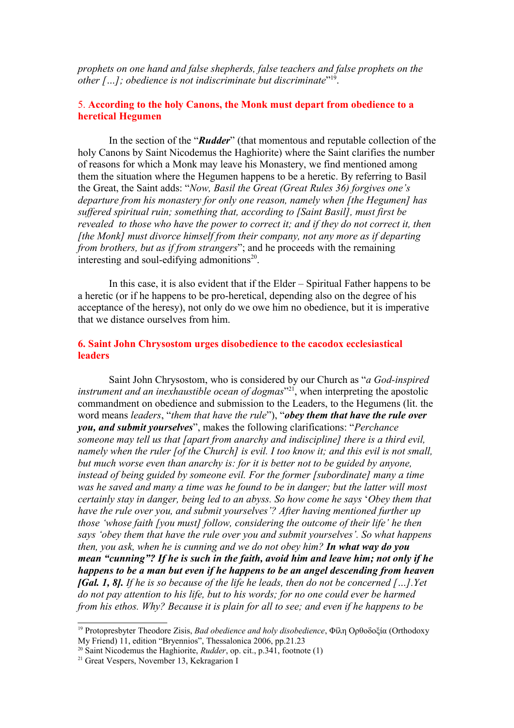*prophets on one hand and false shepherds, false teachers and false prophets on the other […]; obedience is not indiscriminate but discriminate*"[19].

## 5. According to the holy Canons, the Monk must depart from obedience to a heretical Hegumen

In the section of the "***Rudder***" (that momentous and reputable collection of the holy Canons by Saint Nicodemus the Haghiorite) where the Saint clarifies the number of reasons for which a Monk may leave his Monastery, we find mentioned among them the situation where the Hegumen happens to be a heretic. By referring to Basil the Great, the Saint adds: "*Now, Basil the Great (Great Rules 36) forgives one's departure from his monastery for only one reason, namely when [the Hegumen] has suffered spiritual ruin; something that, according to [Saint Basil], must first be revealed to those who have the power to correct it; and if they do not correct it, then [the Monk] must divorce himself from their company, not any more as if departing from brothers, but as if from strangers*"; and he proceeds with the remaining interesting and soul-edifying admonitions[20].

In this case, it is also evident that if the Elder – Spiritual Father happens to be a heretic (or if he happens to be pro-heretical, depending also on the degree of his acceptance of the heresy), not only do we owe him no obedience, but it is imperative that we distance ourselves from him.

## 6. Saint John Chrysostom urges disobedience to the cacodox ecclesiastical leaders

Saint John Chrysostom, who is considered by our Church as "*a God-inspired instrument and an inexhaustible ocean of dogmas*"[21], when interpreting the apostolic commandment on obedience and submission to the Leaders, to the Hegumens (lit. the word means *leaders*, "*them that have the rule*"), "***obey them that have the rule over you, and submit yourselves***", makes the following clarifications: "*Perchance someone may tell us that [apart from anarchy and indiscipline] there is a third evil, namely when the ruler [of the Church] is evil. I too know it; and this evil is not small, but much worse even than anarchy is: for it is better not to be guided by anyone, instead of being guided by someone evil. For the former [subordinate] many a time was he saved and many a time was he found to be in danger; but the latter will most certainly stay in danger, being led to an abyss. So how come he says 'Obey them that have the rule over you, and submit yourselves'? After having mentioned further up those 'whose faith [you must] follow, considering the outcome of their life' he then says 'obey them that have the rule over you and submit yourselves'. So what happens then, you ask, when he is cunning and we do not obey him? **In what way do you mean "cunning"? If he is such in the faith, avoid him and leave him; not only if he happens to be a man but even if he happens to be an angel descending from heaven [Gal. 1, 8].** If he is so because of the life he leads, then do not be concerned […].Yet do not pay attention to his life, but to his words; for no one could ever be harmed from his ethos. Why? Because it is plain for all to see; and even if he happens to be*

---

[19] Protopresbyter Theodore Zisis, *Bad obedience and holy disobedience*, Φίλη Ορθοδοξία (Orthodoxy My Friend) 11, edition "Bryennios", Thessalonica 2006, pp.21.23

[20] Saint Nicodemus the Haghiorite, *Rudder*, op. cit., p.341, footnote (1)

[21] Great Vespers, November 13, Kekragarion I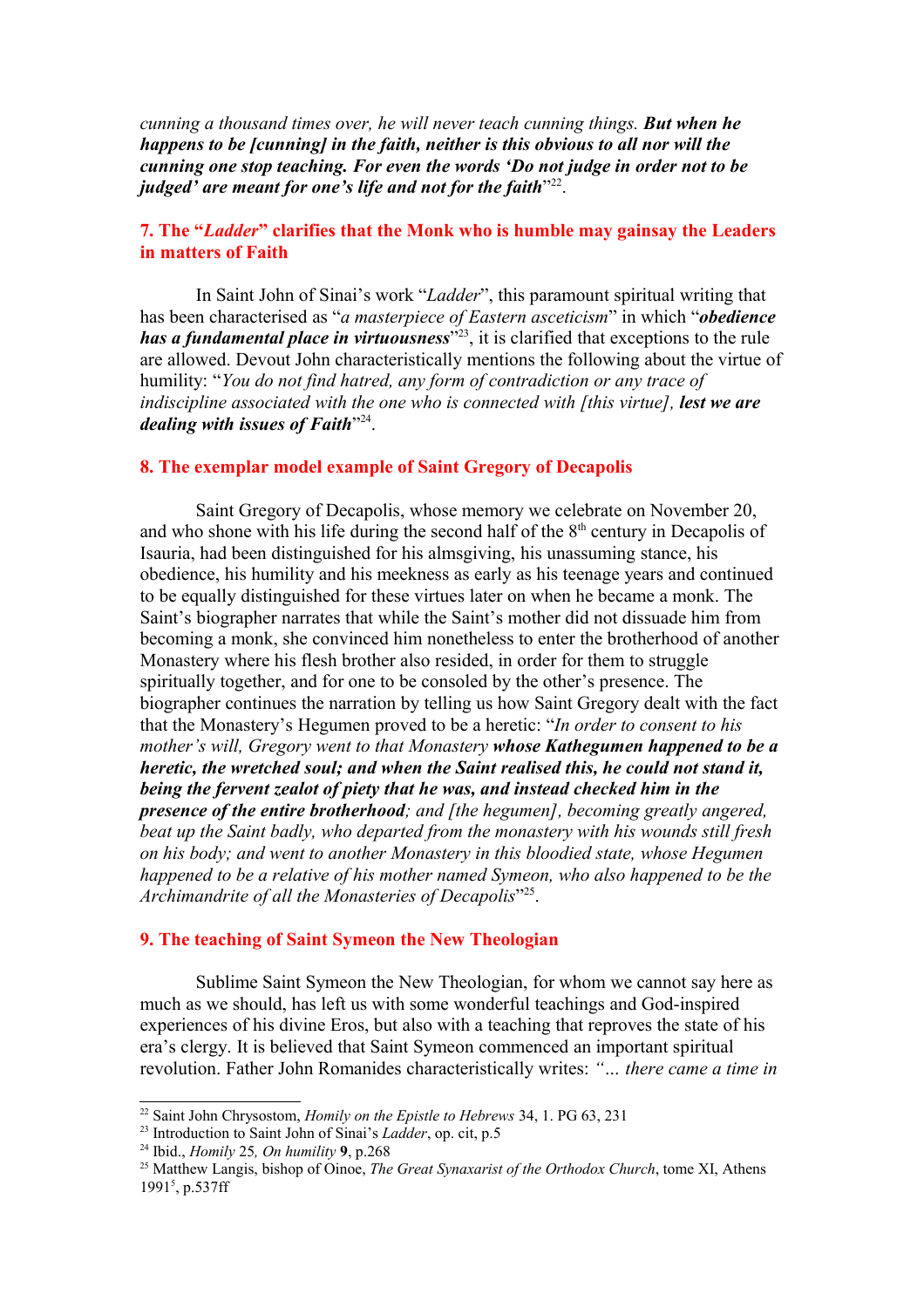*cunning a thousand times over, he will never teach cunning things.* ***But when he happens to be [cunning] in the faith, neither is this obvious to all nor will the cunning one stop teaching. For even the words 'Do not judge in order not to be judged' are meant for one's life and not for the faith***"[22].

## 7. The "*Ladder*" clarifies that the Monk who is humble may gainsay the Leaders in matters of Faith

In Saint John of Sinai's work "*Ladder*", this paramount spiritual writing that has been characterised as "*a masterpiece of Eastern asceticism*" in which "***obedience has a fundamental place in virtuousness***"[23], it is clarified that exceptions to the rule are allowed. Devout John characteristically mentions the following about the virtue of humility: "*You do not find hatred, any form of contradiction or any trace of indiscipline associated with the one who is connected with [this virtue],* ***lest we are dealing with issues of Faith***"[24].

## 8. The exemplar model example of Saint Gregory of Decapolis

Saint Gregory of Decapolis, whose memory we celebrate on November 20, and who shone with his life during the second half of the 8th century in Decapolis of Isauria, had been distinguished for his almsgiving, his unassuming stance, his obedience, his humility and his meekness as early as his teenage years and continued to be equally distinguished for these virtues later on when he became a monk. The Saint's biographer narrates that while the Saint's mother did not dissuade him from becoming a monk, she convinced him nonetheless to enter the brotherhood of another Monastery where his flesh brother also resided, in order for them to struggle spiritually together, and for one to be consoled by the other's presence. The biographer continues the narration by telling us how Saint Gregory dealt with the fact that the Monastery's Hegumen proved to be a heretic: "*In order to consent to his mother's will, Gregory went to that Monastery* ***whose Kathegumen happened to be a heretic, the wretched soul; and when the Saint realised this, he could not stand it, being the fervent zealot of piety that he was, and instead checked him in the presence of the entire brotherhood****; and [the hegumen], becoming greatly angered, beat up the Saint badly, who departed from the monastery with his wounds still fresh on his body; and went to another Monastery in this bloodied state, whose Hegumen happened to be a relative of his mother named Symeon, who also happened to be the Archimandrite of all the Monasteries of Decapolis*"[25].

## 9. The teaching of Saint Symeon the New Theologian

Sublime Saint Symeon the New Theologian, for whom we cannot say here as much as we should, has left us with some wonderful teachings and God-inspired experiences of his divine Eros, but also with a teaching that reproves the state of his era's clergy. It is believed that Saint Symeon commenced an important spiritual revolution. Father John Romanides characteristically writes: *"… there came a time in*

---

[22] Saint John Chrysostom, *Homily on the Epistle to Hebrews* 34, 1. PG 63, 231

[23] Introduction to Saint John of Sinai's *Ladder*, op. cit, p.5

[24] Ibid., *Homily* 25*, On humility* **9**, p.268

[25] Matthew Langis, bishop of Oinoe, *The Great Synaxarist of the Orthodox Church*, tome XI, Athens 1991[5], p.537ff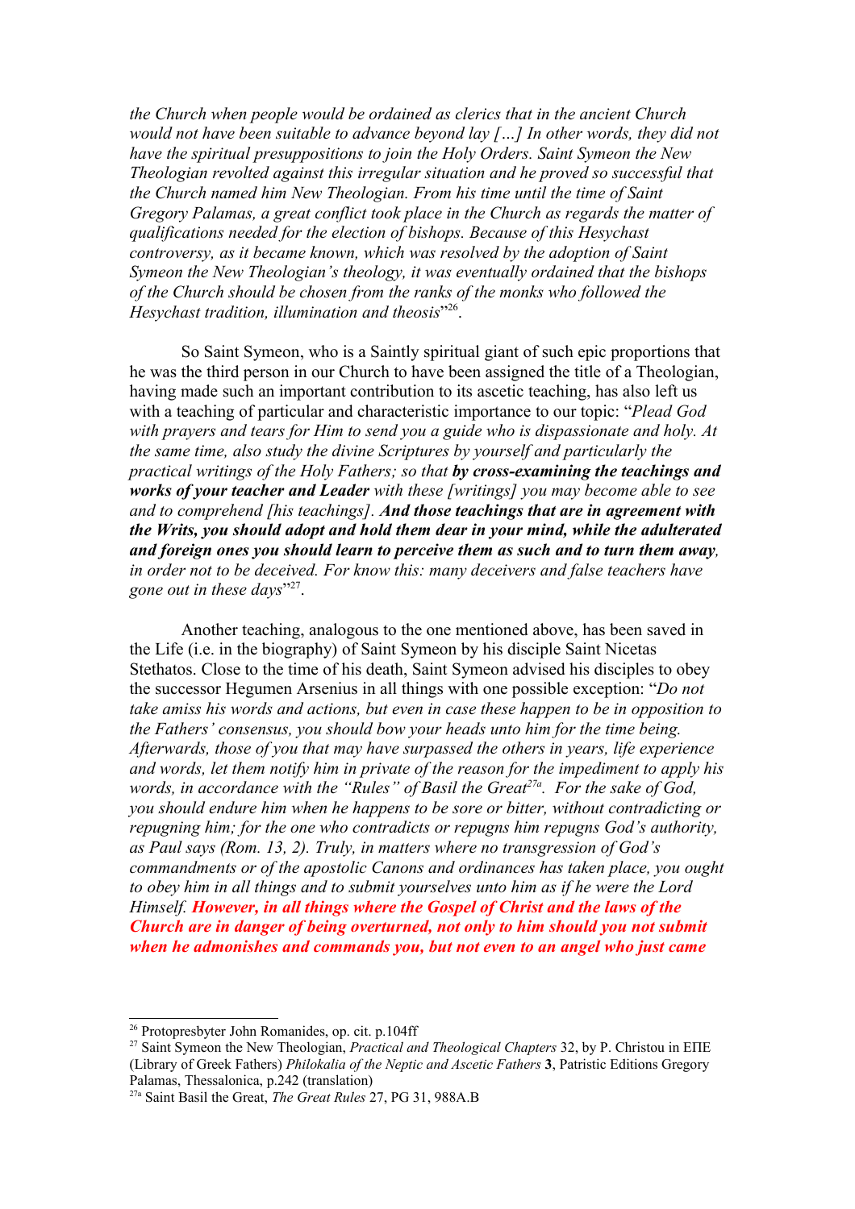*the Church when people would be ordained as clerics that in the ancient Church would not have been suitable to advance beyond lay […] In other words, they did not have the spiritual presuppositions to join the Holy Orders. Saint Symeon the New Theologian revolted against this irregular situation and he proved so successful that the Church named him New Theologian. From his time until the time of Saint Gregory Palamas, a great conflict took place in the Church as regards the matter of qualifications needed for the election of bishops. Because of this Hesychast controversy, as it became known, which was resolved by the adoption of Saint Symeon the New Theologian's theology, it was eventually ordained that the bishops of the Church should be chosen from the ranks of the monks who followed the Hesychast tradition, illumination and theosis*"[26].

So Saint Symeon, who is a Saintly spiritual giant of such epic proportions that he was the third person in our Church to have been assigned the title of a Theologian, having made such an important contribution to its ascetic teaching, has also left us with a teaching of particular and characteristic importance to our topic: "*Plead God with prayers and tears for Him to send you a guide who is dispassionate and holy. At the same time, also study the divine Scriptures by yourself and particularly the practical writings of the Holy Fathers; so that* ***by cross-examining the teachings and works of your teacher and Leader*** *with these [writings] you may become able to see and to comprehend [his teachings].* ***And those teachings that are in agreement with the Writs, you should adopt and hold them dear in your mind, while the adulterated and foreign ones you should learn to perceive them as such and to turn them away****, in order not to be deceived. For know this: many deceivers and false teachers have gone out in these days*"[27].

Another teaching, analogous to the one mentioned above, has been saved in the Life (i.e. in the biography) of Saint Symeon by his disciple Saint Nicetas Stethatos. Close to the time of his death, Saint Symeon advised his disciples to obey the successor Hegumen Arsenius in all things with one possible exception: "*Do not take amiss his words and actions, but even in case these happen to be in opposition to the Fathers' consensus, you should bow your heads unto him for the time being. Afterwards, those of you that may have surpassed the others in years, life experience and words, let them notify him in private of the reason for the impediment to apply his words, in accordance with the "Rules" of Basil the Great*[27a]*. For the sake of God, you should endure him when he happens to be sore or bitter, without contradicting or repugning him; for the one who contradicts or repugns him repugns God's authority, as Paul says (Rom. 13, 2). Truly, in matters where no transgression of God's commandments or of the apostolic Canons and ordinances has taken place, you ought to obey him in all things and to submit yourselves unto him as if he were the Lord Himself.* ***However, in all things where the Gospel of Christ and the laws of the Church are in danger of being overturned, not only to him should you not submit when he admonishes and commands you, but not even to an angel who just came***

---

[26] Protopresbyter John Romanides, op. cit. p.104ff

[27] Saint Symeon the New Theologian, *Practical and Theological Chapters* 32, by P. Christou in ΕΠΕ (Library of Greek Fathers) *Philokalia of the Neptic and Ascetic Fathers* **3**, Patristic Editions Gregory Palamas, Thessalonica, p.242 (translation)

[27a] Saint Basil the Great, *The Great Rules* 27, PG 31, 988A.B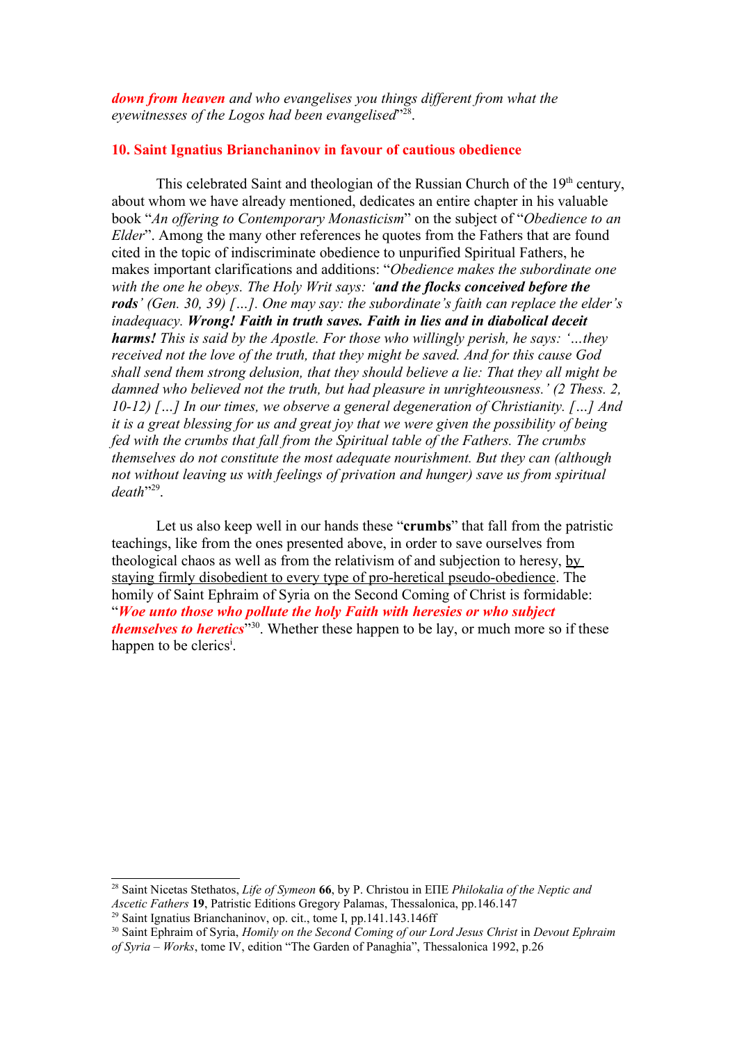***down from heaven** and who evangelises you things different from what the eyewitnesses of the Logos had been evangelised*"[28].

## 10. Saint Ignatius Brianchaninov in favour of cautious obedience

This celebrated Saint and theologian of the Russian Church of the 19th century, about whom we have already mentioned, dedicates an entire chapter in his valuable book "*An offering to Contemporary Monasticism*" on the subject of "*Obedience to an Elder*". Among the many other references he quotes from the Fathers that are found cited in the topic of indiscriminate obedience to unpurified Spiritual Fathers, he makes important clarifications and additions: "*Obedience makes the subordinate one with the one he obeys. The Holy Writ says: '**and the flocks conceived before the rods**' (Gen. 30, 39) […]. One may say: the subordinate's faith can replace the elder's inadequacy. **Wrong! Faith in truth saves. Faith in lies and in diabolical deceit harms!** This is said by the Apostle. For those who willingly perish, he says: '…they received not the love of the truth, that they might be saved. And for this cause God shall send them strong delusion, that they should believe a lie: That they all might be damned who believed not the truth, but had pleasure in unrighteousness.' (2 Thess. 2, 10-12) […] In our times, we observe a general degeneration of Christianity. […] And it is a great blessing for us and great joy that we were given the possibility of being fed with the crumbs that fall from the Spiritual table of the Fathers. The crumbs themselves do not constitute the most adequate nourishment. But they can (although not without leaving us with feelings of privation and hunger) save us from spiritual death*"[29].

Let us also keep well in our hands these "**crumbs**" that fall from the patristic teachings, like from the ones presented above, in order to save ourselves from theological chaos as well as from the relativism of and subjection to heresy, <u>by staying firmly disobedient to every type of pro-heretical pseudo-obedience</u>. The homily of Saint Ephraim of Syria on the Second Coming of Christ is formidable: "***Woe unto those who pollute the holy Faith with heresies or who subject themselves to heretics***"[30]. Whether these happen to be lay, or much more so if these happen to be clerics[i].

---

[28] Saint Nicetas Stethatos, *Life of Symeon* **66**, by P. Christou in ΕΠΕ *Philokalia of the Neptic and Ascetic Fathers* **19**, Patristic Editions Gregory Palamas, Thessalonica, pp.146.147

[29] Saint Ignatius Brianchaninov, op. cit., tome I, pp.141.143.146ff

[30] Saint Ephraim of Syria, *Homily on the Second Coming of our Lord Jesus Christ* in *Devout Ephraim of Syria – Works*, tome IV, edition "The Garden of Panaghia", Thessalonica 1992, p.26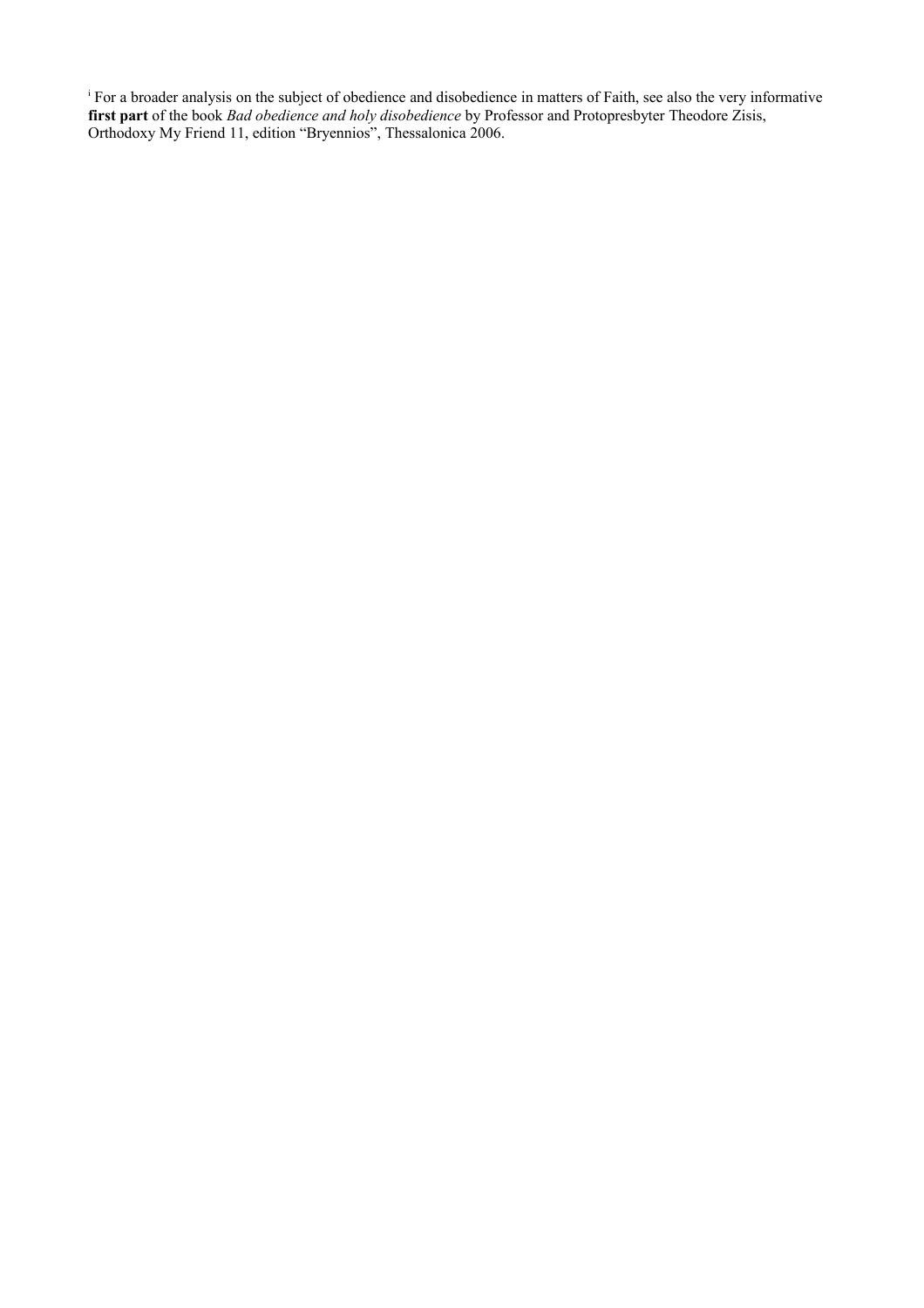[i] For a broader analysis on the subject of obedience and disobedience in matters of Faith, see also the very informative **first part** of the book *Bad obedience and holy disobedience* by Professor and Protopresbyter Theodore Zisis, Orthodoxy My Friend 11, edition "Bryennios", Thessalonica 2006.